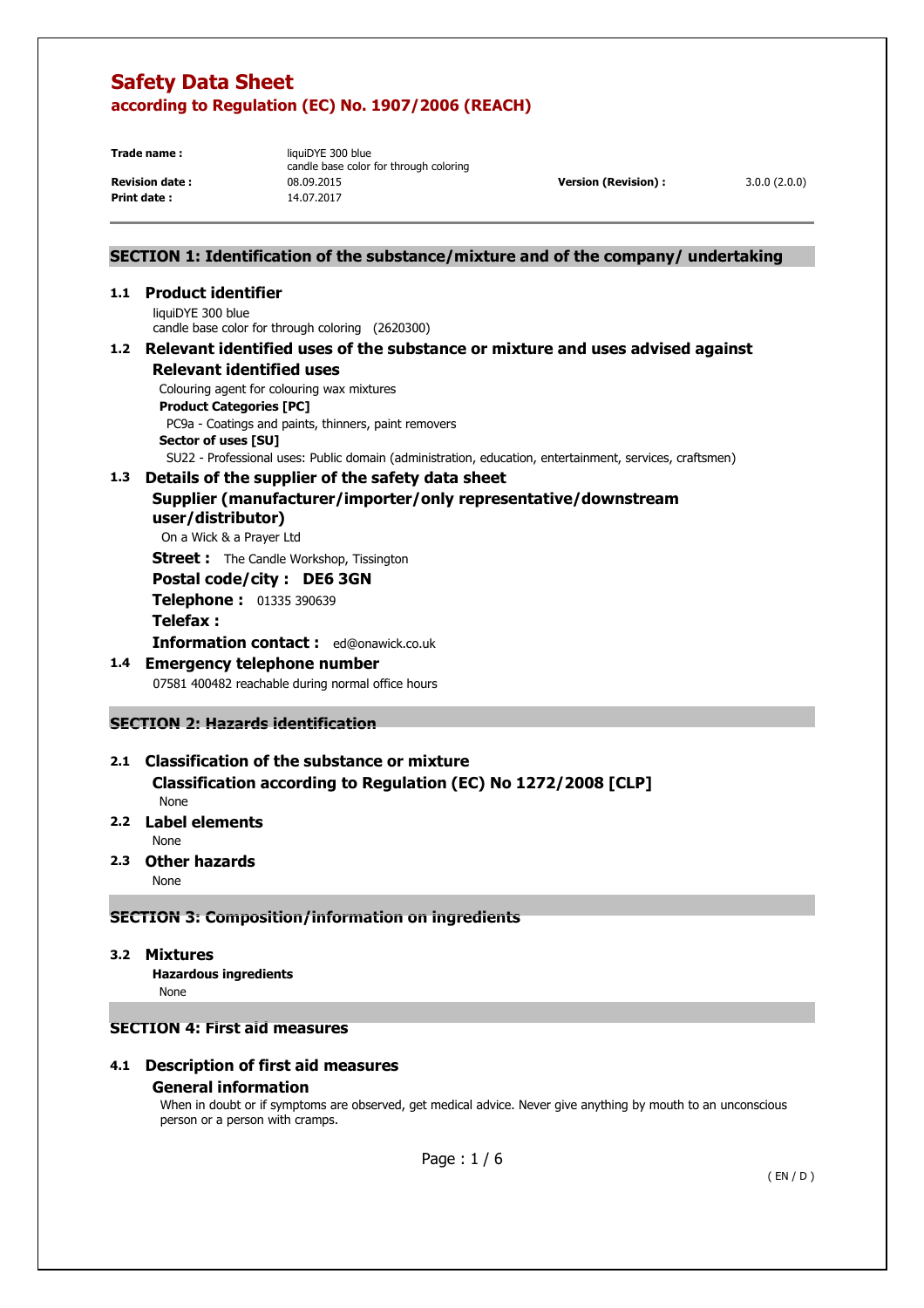# Safety Data Sheet
## according to Regulation (EC) No. 1907/2006 (REACH)

| | | | |
|---|---|---|---|
| **Trade name :** | liquiDYE 300 blue<br>candle base color for through coloring | | |
| **Revision date :** | 08.09.2015 | **Version (Revision) :** | 3.0.0 (2.0.0) |
| **Print date :** | 14.07.2017 | | |

## SECTION 1: Identification of the substance/mixture and of the company/ undertaking

### 1.1 Product identifier

liquiDYE 300 blue
candle base color for through coloring (2620300)

### 1.2 Relevant identified uses of the substance or mixture and uses advised against

#### Relevant identified uses

Colouring agent for colouring wax mixtures

**Product Categories [PC]**

PC9a - Coatings and paints, thinners, paint removers

**Sector of uses [SU]**

SU22 - Professional uses: Public domain (administration, education, entertainment, services, craftsmen)

### 1.3 Details of the supplier of the safety data sheet

#### Supplier (manufacturer/importer/only representative/downstream user/distributor)

On a Wick & a Prayer Ltd

**Street :** The Candle Workshop, Tissington

**Postal code/city :** **DE6 3GN**

**Telephone :** 01335 390639

**Telefax :**

**Information contact :** ed@onawick.co.uk

### 1.4 Emergency telephone number

07581 400482 reachable during normal office hours

## SECTION 2: Hazards identification

### 2.1 Classification of the substance or mixture

#### Classification according to Regulation (EC) No 1272/2008 [CLP]

None

### 2.2 Label elements

None

### 2.3 Other hazards

None

## SECTION 3: Composition/information on ingredients

### 3.2 Mixtures

**Hazardous ingredients**

None

## SECTION 4: First aid measures

### 4.1 Description of first aid measures

#### General information

When in doubt or if symptoms are observed, get medical advice. Never give anything by mouth to an unconscious person or a person with cramps.

( EN / D )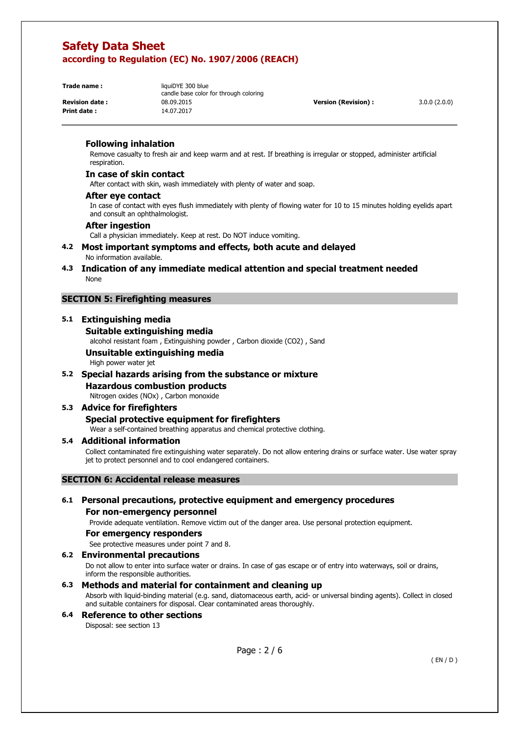#### Following inhalation

Remove casualty to fresh air and keep warm and at rest. If breathing is irregular or stopped, administer artificial respiration.

#### In case of skin contact

After contact with skin, wash immediately with plenty of water and soap.

#### After eye contact

In case of contact with eyes flush immediately with plenty of flowing water for 10 to 15 minutes holding eyelids apart and consult an ophthalmologist.

#### After ingestion

Call a physician immediately. Keep at rest. Do NOT induce vomiting.

### 4.2 Most important symptoms and effects, both acute and delayed

No information available.

### 4.3 Indication of any immediate medical attention and special treatment needed

None

## SECTION 5: Firefighting measures

### 5.1 Extinguishing media

#### Suitable extinguishing media

alcohol resistant foam , Extinguishing powder , Carbon dioxide ($CO_2$) , Sand

#### Unsuitable extinguishing media

High power water jet

### 5.2 Special hazards arising from the substance or mixture

#### Hazardous combustion products

Nitrogen oxides ($NO_x$) , Carbon monoxide

### 5.3 Advice for firefighters

#### Special protective equipment for firefighters

Wear a self-contained breathing apparatus and chemical protective clothing.

### 5.4 Additional information

Collect contaminated fire extinguishing water separately. Do not allow entering drains or surface water. Use water spray jet to protect personnel and to cool endangered containers.

## SECTION 6: Accidental release measures

### 6.1 Personal precautions, protective equipment and emergency procedures

#### For non-emergency personnel

Provide adequate ventilation. Remove victim out of the danger area. Use personal protection equipment.

#### For emergency responders

See protective measures under point 7 and 8.

### 6.2 Environmental precautions

Do not allow to enter into surface water or drains. In case of gas escape or of entry into waterways, soil or drains, inform the responsible authorities.

### 6.3 Methods and material for containment and cleaning up

Absorb with liquid-binding material (e.g. sand, diatomaceous earth, acid- or universal binding agents). Collect in closed and suitable containers for disposal. Clear contaminated areas thoroughly.

### 6.4 Reference to other sections

Disposal: see section 13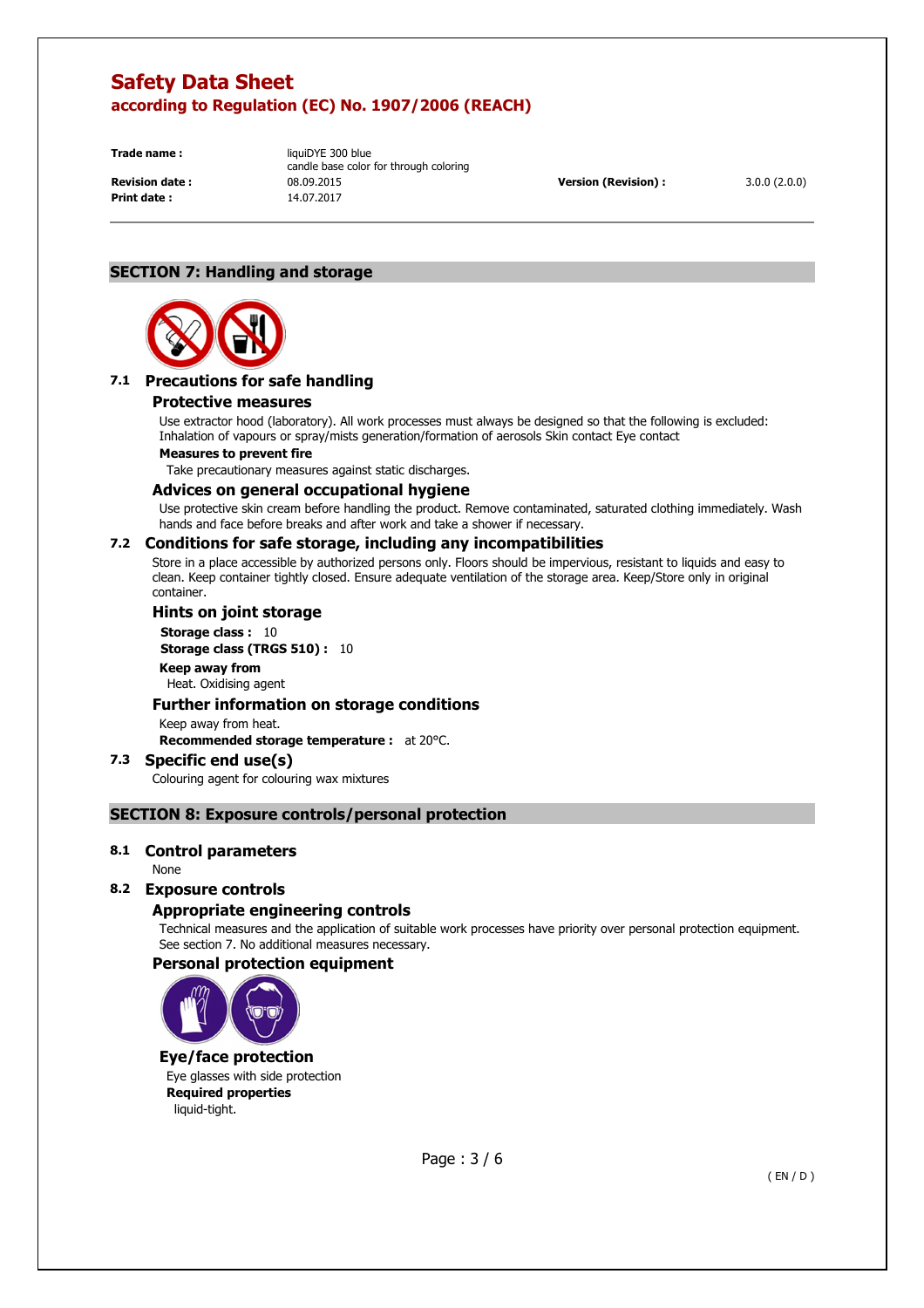## SECTION 7: Handling and storage

### 7.1 Precautions for safe handling

#### Protective measures

Use extractor hood (laboratory). All work processes must always be designed so that the following is excluded: Inhalation of vapours or spray/mists generation/formation of aerosols Skin contact Eye contact

**Measures to prevent fire**

Take precautionary measures against static discharges.

#### Advices on general occupational hygiene

Use protective skin cream before handling the product. Remove contaminated, saturated clothing immediately. Wash hands and face before breaks and after work and take a shower if necessary.

### 7.2 Conditions for safe storage, including any incompatibilities

Store in a place accessible by authorized persons only. Floors should be impervious, resistant to liquids and easy to clean. Keep container tightly closed. Ensure adequate ventilation of the storage area. Keep/Store only in original container.

#### Hints on joint storage

**Storage class :** 10

**Storage class (TRGS 510) :** 10

**Keep away from**

Heat. Oxidising agent

#### Further information on storage conditions

Keep away from heat.

**Recommended storage temperature :** at 20°C.

### 7.3 Specific end use(s)

Colouring agent for colouring wax mixtures

## SECTION 8: Exposure controls/personal protection

### 8.1 Control parameters

None

### 8.2 Exposure controls

#### Appropriate engineering controls

Technical measures and the application of suitable work processes have priority over personal protection equipment. See section 7. No additional measures necessary.

#### Personal protection equipment

#### Eye/face protection

Eye glasses with side protection

**Required properties**

liquid-tight.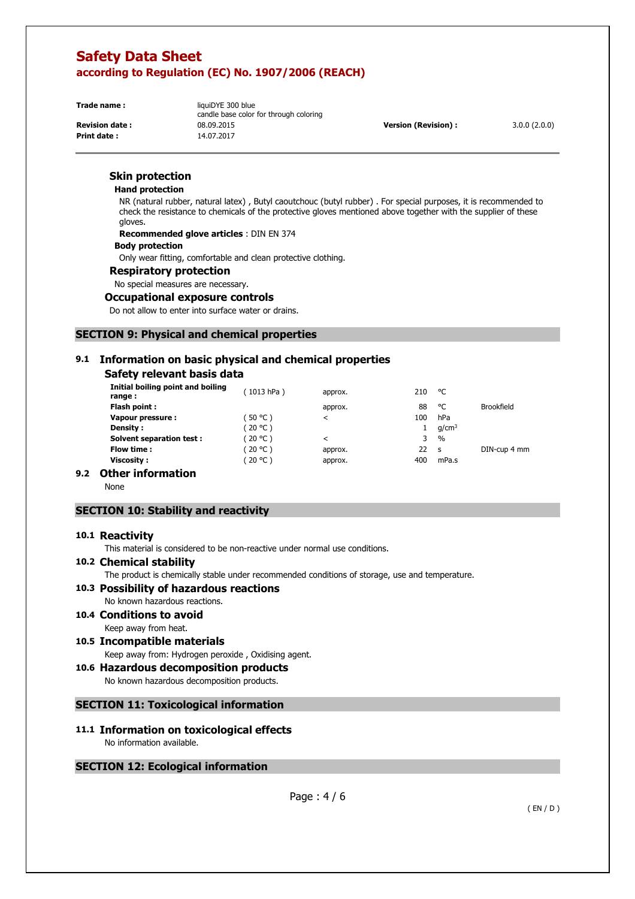### Skin protection

#### Hand protection

NR (natural rubber, natural latex) , Butyl caoutchouc (butyl rubber) . For special purposes, it is recommended to check the resistance to chemicals of the protective gloves mentioned above together with the supplier of these gloves.

**Recommended glove articles** : DIN EN 374

#### Body protection

Only wear fitting, comfortable and clean protective clothing.

### Respiratory protection

No special measures are necessary.

### Occupational exposure controls

Do not allow to enter into surface water or drains.

## SECTION 9: Physical and chemical properties

### 9.1 Information on basic physical and chemical properties

#### Safety relevant basis data

| | | | | | |
|---|---|---|---|---|---|
| **Initial boiling point and boiling range :** | ( 1013 hPa ) | approx. | 210 | °C | |
| **Flash point :** | | approx. | 88 | °C | Brookfield |
| **Vapour pressure :** | ( 50 °C ) | < | 100 | hPa | |
| **Density :** | ( 20 °C ) | | 1 | $g/cm^3$ | |
| **Solvent separation test :** | ( 20 °C ) | < | 3 | % | |
| **Flow time :** | ( 20 °C ) | approx. | 22 | s | DIN-cup 4 mm |
| **Viscosity :** | ( 20 °C ) | approx. | 400 | mPa.s | |

### 9.2 Other information

None

## SECTION 10: Stability and reactivity

### 10.1 Reactivity

This material is considered to be non-reactive under normal use conditions.

### 10.2 Chemical stability

The product is chemically stable under recommended conditions of storage, use and temperature.

### 10.3 Possibility of hazardous reactions

No known hazardous reactions.

### 10.4 Conditions to avoid

Keep away from heat.

### 10.5 Incompatible materials

Keep away from: Hydrogen peroxide , Oxidising agent.

### 10.6 Hazardous decomposition products

No known hazardous decomposition products.

## SECTION 11: Toxicological information

### 11.1 Information on toxicological effects

No information available.

## SECTION 12: Ecological information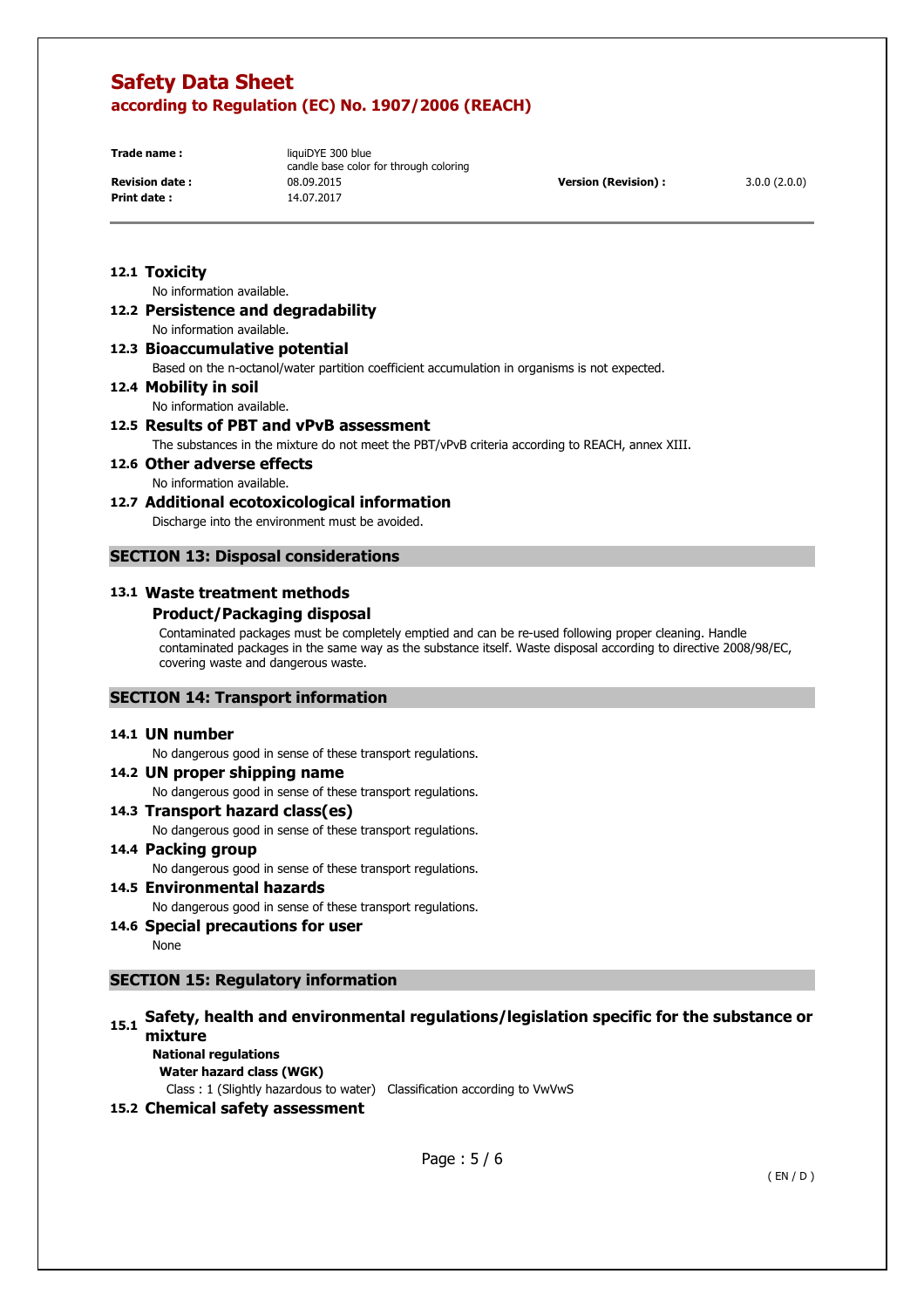### 12.1 Toxicity

No information available.

### 12.2 Persistence and degradability

No information available.

### 12.3 Bioaccumulative potential

Based on the n-octanol/water partition coefficient accumulation in organisms is not expected.

### 12.4 Mobility in soil

No information available.

### 12.5 Results of PBT and vPvB assessment

The substances in the mixture do not meet the PBT/vPvB criteria according to REACH, annex XIII.

### 12.6 Other adverse effects

No information available.

### 12.7 Additional ecotoxicological information

Discharge into the environment must be avoided.

## SECTION 13: Disposal considerations

### 13.1 Waste treatment methods

#### Product/Packaging disposal

Contaminated packages must be completely emptied and can be re-used following proper cleaning. Handle contaminated packages in the same way as the substance itself. Waste disposal according to directive 2008/98/EC, covering waste and dangerous waste.

## SECTION 14: Transport information

### 14.1 UN number

No dangerous good in sense of these transport regulations.

### 14.2 UN proper shipping name

No dangerous good in sense of these transport regulations.

### 14.3 Transport hazard class(es)

No dangerous good in sense of these transport regulations.

### 14.4 Packing group

No dangerous good in sense of these transport regulations.

### 14.5 Environmental hazards

No dangerous good in sense of these transport regulations.

### 14.6 Special precautions for user

None

## SECTION 15: Regulatory information

### 15.1 Safety, health and environmental regulations/legislation specific for the substance or mixture

**National regulations**

**Water hazard class (WGK)**

Class : 1 (Slightly hazardous to water) Classification according to VwVwS

### 15.2 Chemical safety assessment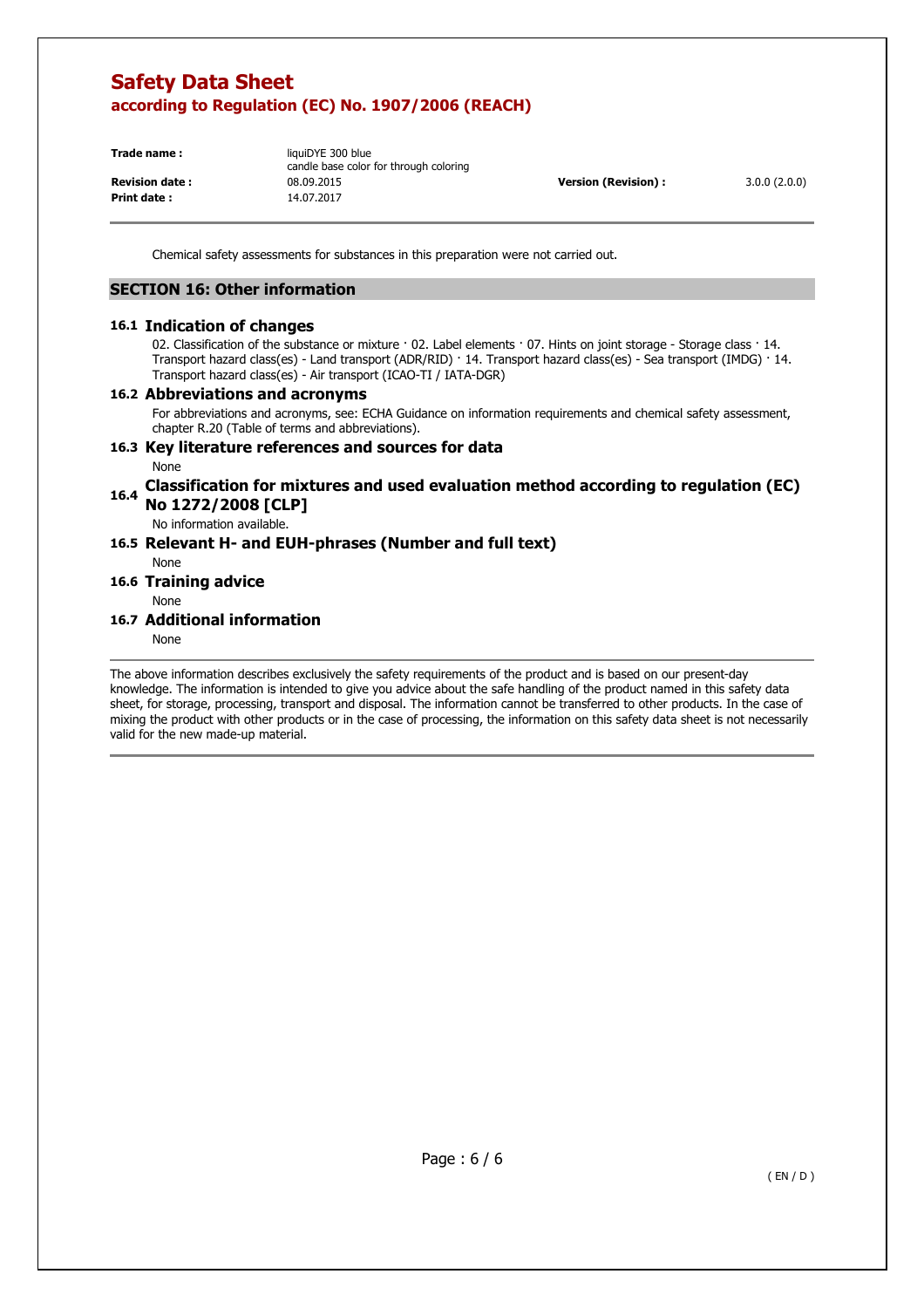Chemical safety assessments for substances in this preparation were not carried out.

## SECTION 16: Other information

### 16.1 Indication of changes

02. Classification of the substance or mixture · 02. Label elements · 07. Hints on joint storage - Storage class · 14. Transport hazard class(es) - Land transport (ADR/RID) · 14. Transport hazard class(es) - Sea transport (IMDG) · 14. Transport hazard class(es) - Air transport (ICAO-TI / IATA-DGR)

### 16.2 Abbreviations and acronyms

For abbreviations and acronyms, see: ECHA Guidance on information requirements and chemical safety assessment, chapter R.20 (Table of terms and abbreviations).

### 16.3 Key literature references and sources for data

None

### 16.4 Classification for mixtures and used evaluation method according to regulation (EC) No 1272/2008 [CLP]

No information available.

### 16.5 Relevant H- and EUH-phrases (Number and full text)

None

### 16.6 Training advice

None

### 16.7 Additional information

None

---

The above information describes exclusively the safety requirements of the product and is based on our present-day knowledge. The information is intended to give you advice about the safe handling of the product named in this safety data sheet, for storage, processing, transport and disposal. The information cannot be transferred to other products. In the case of mixing the product with other products or in the case of processing, the information on this safety data sheet is not necessarily valid for the new made-up material.